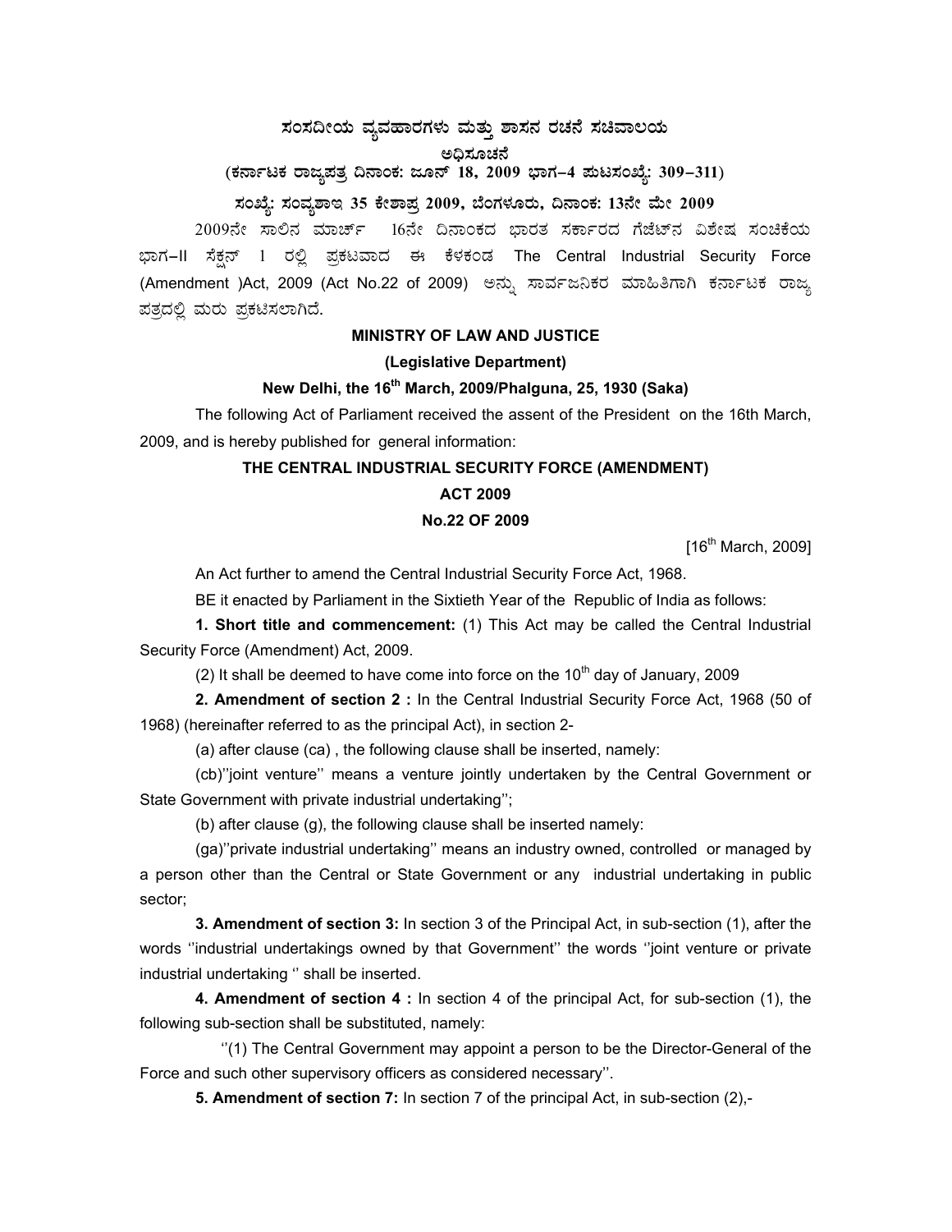# ಸಂಸದೀಯ ವ್ಯವಹಾರಗಳು ಮತ್ತು ಶಾಸನ ರಚನೆ ಸಚಿವಾಲಯ

## ಅಧಿಸೂಚನೆ

**(ಕರ್ನಾಟಕ ರಾಜ್ಯಪತ್ರ ದಿನಾಂಕ: ಜೂನ್ 18, 2009 ಭಾಗ–4 ಪುಟಸಂಖ್ಯೆ: 309–311)**

**ಸಂಖ್ಯೆ: ಸಂವ್ಯಶಾಇ 35 ಕೇಶಾಪ್ರ 2009, ಬೆಂಗಳೂರು, ದಿನಾಂಕ: 13ನೇ ಮೇ 2009**

2009ನೇ ಸಾಲಿನ ಮಾರ್ಚ್ 16ನೇ ದಿನಾಂಕದ ಭಾರತ ಸರ್ಕಾರದ ಗೆಜೆಟ್‌ನ ವಿಶೇಷ ಸಂಚಿಕೆಯ ಭಾಗ–II ಸೆಕ್ಷನ್ 1 ರಲ್ಲಿ ಪ್ರಕಟವಾದ ಈ ಕೆಳಕಂಡ The Central Industrial Security Force (Amendment )Act, 2009 (Act No.22 of 2009) ಅನ್ನು ಸಾರ್ವಜನಿಕರ ಮಾಹಿತಿಗಾಗಿ ಕರ್ನಾಟಕ ರಾಜ್ಯ ಪತ್ರದಲ್ಲಿ ಮರು ಪ್ರಕಟಿಸಲಾಗಿದೆ.

**MINISTRY OF LAW AND JUSTICE**

**(Legislative Department)**

**New Delhi, the 16th March, 2009/Phalguna, 25, 1930 (Saka)**

The following Act of Parliament received the assent of the President on the 16th March, 2009, and is hereby published for general information:

**THE CENTRAL INDUSTRIAL SECURITY FORCE (AMENDMENT)**

**ACT 2009**

**No.22 OF 2009**

[16th March, 2009]

An Act further to amend the Central Industrial Security Force Act, 1968.

BE it enacted by Parliament in the Sixtieth Year of the Republic of India as follows:

**1. Short title and commencement:** (1) This Act may be called the Central Industrial Security Force (Amendment) Act, 2009.

(2) It shall be deemed to have come into force on the 10th day of January, 2009

**2. Amendment of section 2 :** In the Central Industrial Security Force Act, 1968 (50 of 1968) (hereinafter referred to as the principal Act), in section 2-

(a) after clause (ca) , the following clause shall be inserted, namely:

(cb)''joint venture'' means a venture jointly undertaken by the Central Government or State Government with private industrial undertaking'';

(b) after clause (g), the following clause shall be inserted namely:

(ga)''private industrial undertaking'' means an industry owned, controlled or managed by a person other than the Central or State Government or any industrial undertaking in public sector;

**3. Amendment of section 3:** In section 3 of the Principal Act, in sub-section (1), after the words ''industrial undertakings owned by that Government'' the words ''joint venture or private industrial undertaking '' shall be inserted.

**4. Amendment of section 4 :** In section 4 of the principal Act, for sub-section (1), the following sub-section shall be substituted, namely:

''(1) The Central Government may appoint a person to be the Director-General of the Force and such other supervisory officers as considered necessary''.

**5. Amendment of section 7:** In section 7 of the principal Act, in sub-section (2),-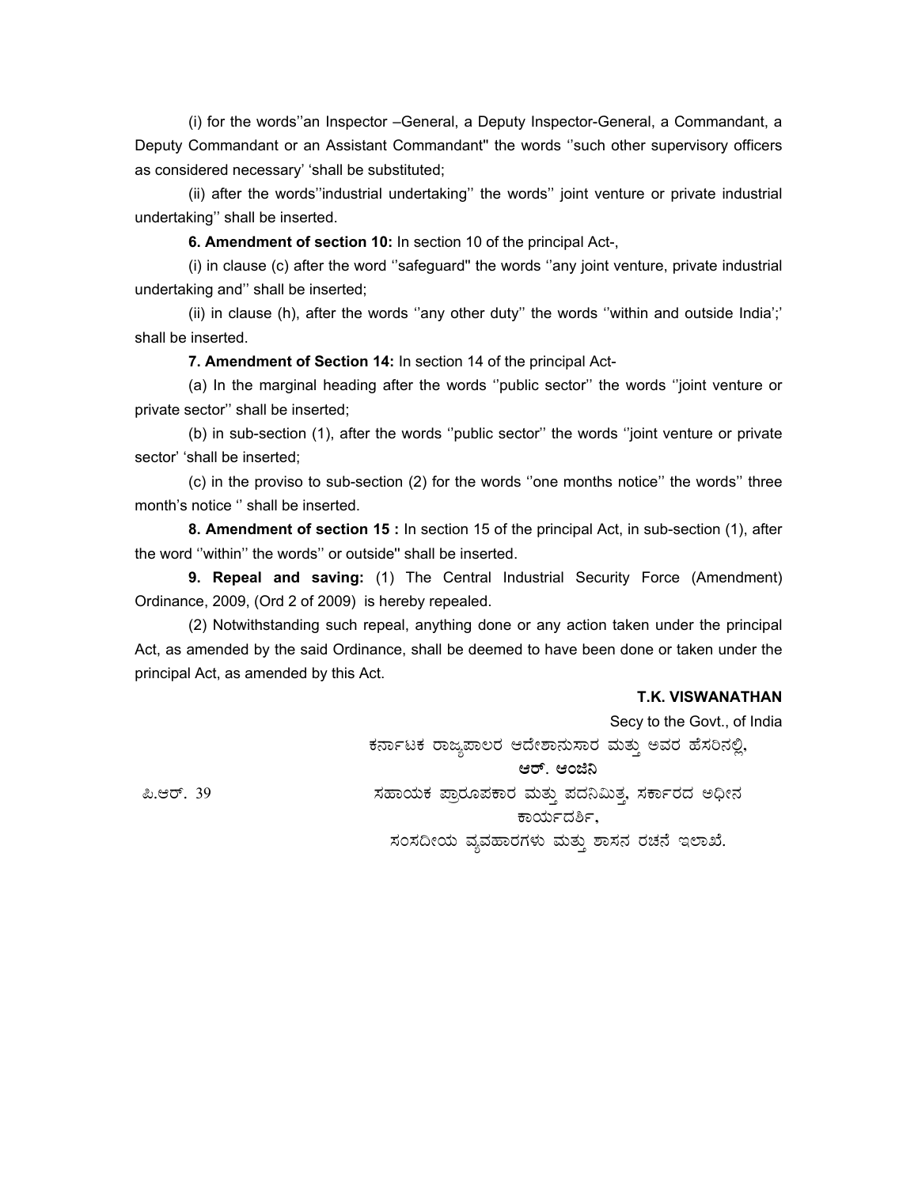(i) for the words''an Inspector –General, a Deputy Inspector-General, a Commandant, a Deputy Commandant or an Assistant Commandant'' the words ''such other supervisory officers as considered necessary' 'shall be substituted;

(ii) after the words''industrial undertaking'' the words'' joint venture or private industrial undertaking'' shall be inserted.

**6. Amendment of section 10:** In section 10 of the principal Act-,

(i) in clause (c) after the word ''safeguard'' the words ''any joint venture, private industrial undertaking and'' shall be inserted;

(ii) in clause (h), after the words ''any other duty'' the words ''within and outside India';' shall be inserted.

**7. Amendment of Section 14:** In section 14 of the principal Act-

(a) In the marginal heading after the words ''public sector'' the words ''joint venture or private sector'' shall be inserted;

(b) in sub-section (1), after the words ''public sector'' the words ''joint venture or private sector' 'shall be inserted;

(c) in the proviso to sub-section (2) for the words ''one months notice'' the words'' three month's notice '' shall be inserted.

**8. Amendment of section 15 :** In section 15 of the principal Act, in sub-section (1), after the word ''within'' the words'' or outside'' shall be inserted.

**9. Repeal and saving:** (1) The Central Industrial Security Force (Amendment) Ordinance, 2009, (Ord 2 of 2009) is hereby repealed.

(2) Notwithstanding such repeal, anything done or any action taken under the principal Act, as amended by the said Ordinance, shall be deemed to have been done or taken under the principal Act, as amended by this Act.

**T.K. VISWANATHAN**

Secy to the Govt., of India

ಕರ್ನಾಟಕ ರಾಜ್ಯಪಾಲರ ಆದೇಶಾನುಸಾರ ಮತ್ತು ಅವರ ಹೆಸರಿನಲ್ಲಿ,

**ಆರ್. ಆಂಜಿನಿ**

ಪಿ.ಆರ್. 39

ಸಹಾಯಕ ಪ್ರಾರೂಪಕಾರ ಮತ್ತು ಪದನಿಮಿತ್ತ, ಸರ್ಕಾರದ ಅಧೀನ ಕಾರ್ಯದರ್ಶಿ,

ಸಂಸದೀಯ ವ್ಯವಹಾರಗಳು ಮತ್ತು ಶಾಸನ ರಚನೆ ಇಲಾಖೆ.